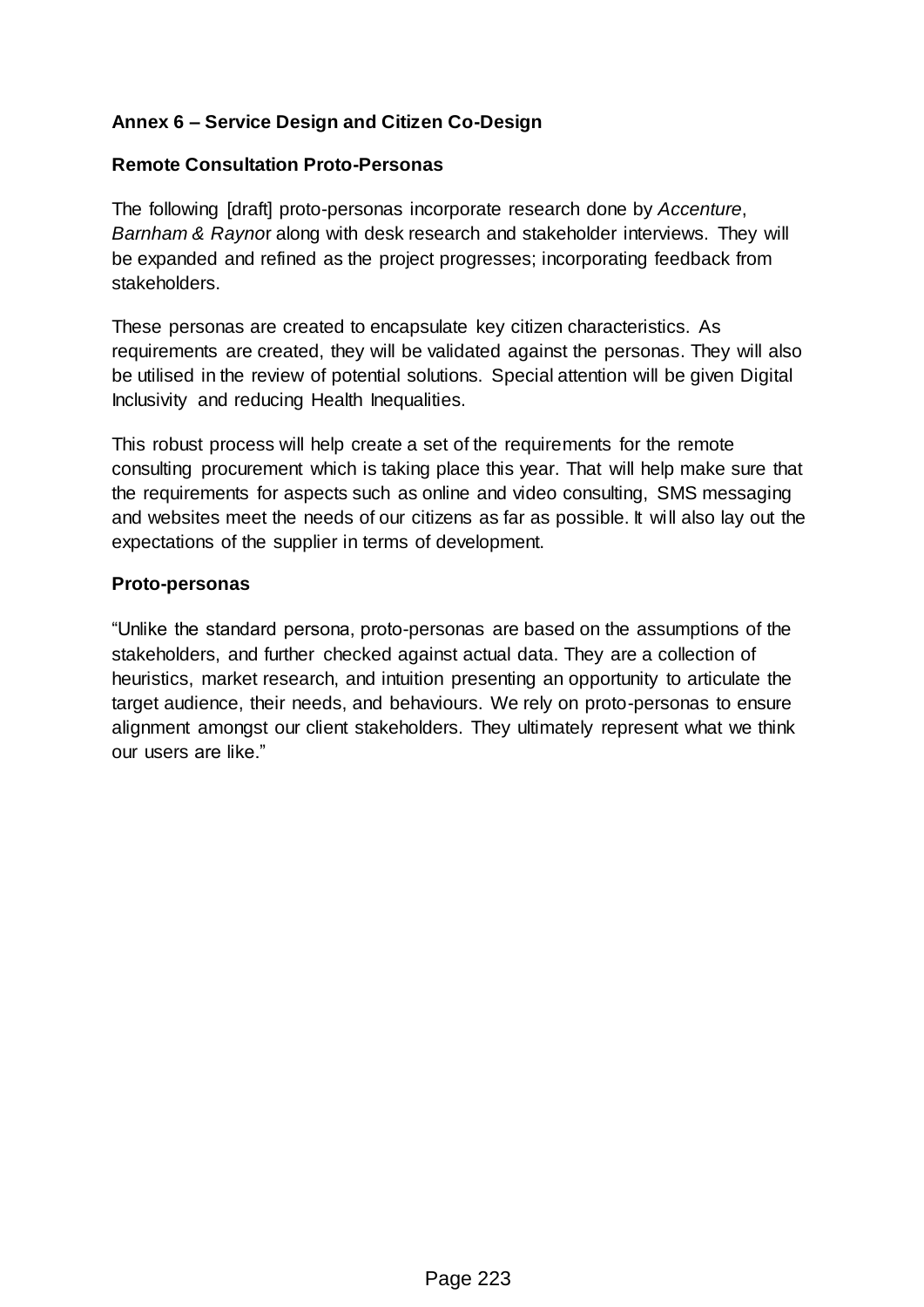**Annex 6 – Service Design and Citizen Co-Design**

**Remote Consultation Proto-Personas**

The following [draft] proto-personas incorporate research done by *Accenture*, *Barnham & Raynor* along with desk research and stakeholder interviews. They will be expanded and refined as the project progresses; incorporating feedback from stakeholders.

These personas are created to encapsulate key citizen characteristics. As requirements are created, they will be validated against the personas. They will also be utilised in the review of potential solutions. Special attention will be given Digital Inclusivity and reducing Health Inequalities.

This robust process will help create a set of the requirements for the remote consulting procurement which is taking place this year. That will help make sure that the requirements for aspects such as online and video consulting, SMS messaging and websites meet the needs of our citizens as far as possible. It will also lay out the expectations of the supplier in terms of development.

**Proto-personas**

"Unlike the standard persona, proto-personas are based on the assumptions of the stakeholders, and further checked against actual data. They are a collection of heuristics, market research, and intuition presenting an opportunity to articulate the target audience, their needs, and behaviours. We rely on proto-personas to ensure alignment amongst our client stakeholders. They ultimately represent what we think our users are like."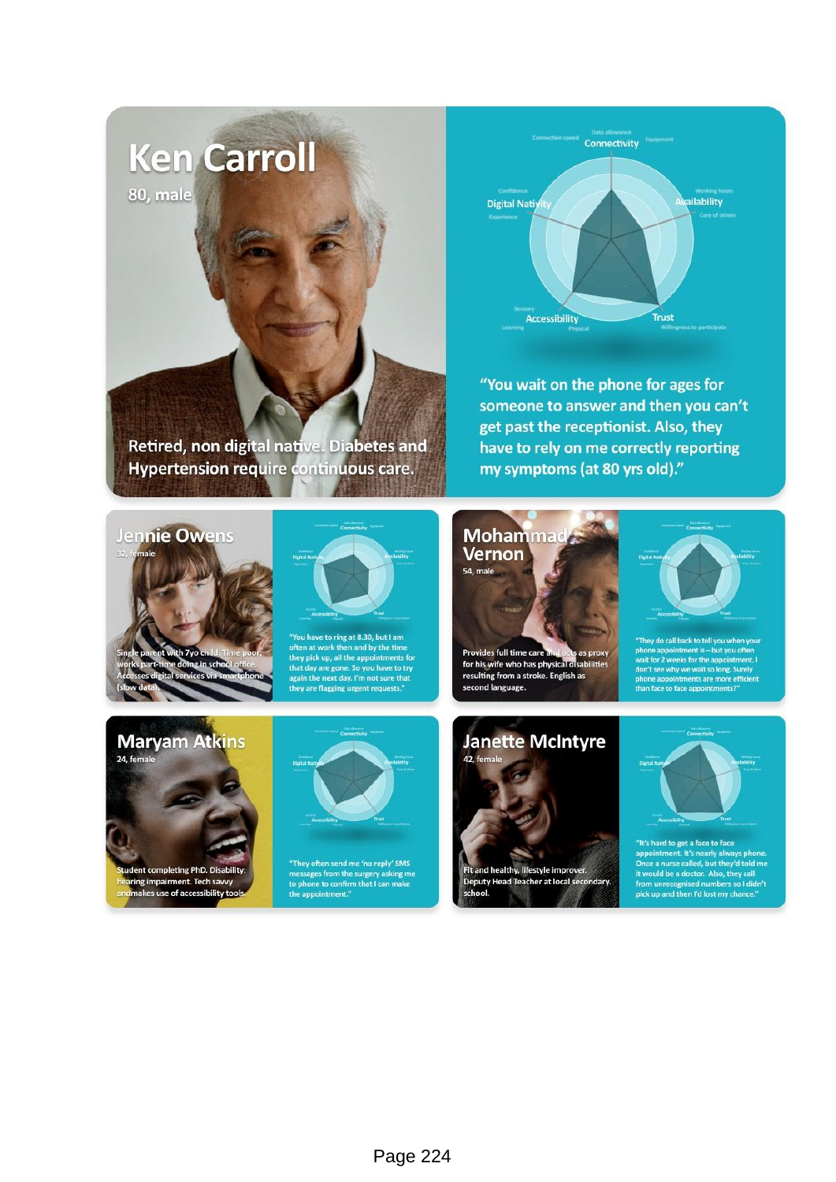## Ken Carroll

80, male

Retired, non digital native. Diabetes and Hypertension require continuous care.

Connection speed
Data allowance
Connectivity
Equipment
Confidence
Digital Nativity
Experience
Working hours
Availability
Care of others
Sensory
Accessibility
Learning
Physical
Trust
Willingness to participate

"You wait on the phone for ages for someone to answer and then you can't get past the receptionist. Also, they have to rely on me correctly reporting my symptoms (at 80 yrs old)."

## Jennie Owens

32, female

Single parent with 7yo child. Time poor; works part-time doing in school office. Accesses digital services via smartphone (slow data).

Connectivity
Digital Nativity
Availability
Accessibility
Trust

"You have to ring at 8.30, but I am often at work then and by the time they pick up, all the appointments for that day are gone. So you have to try again the next day. I'm not sure that they are flagging urgent requests."

## Mohammad Vernon

54, male

Provides full time care and acts as proxy for his wife who has physical disabilities resulting from a stroke. English as second language.

Connectivity
Digital Nativity
Availability
Accessibility
Trust

"They do call back to tell you when your phone appointment is – but you often wait for 2 weeks for the appointment. I don't see why we wait so long. Surely phone appointments are more efficient than face to face appointments?"

## Maryam Atkins

24, female

Student completing PhD. Disability: hearing impairment. Tech savvy andmakes use of accessibility tools.

Connectivity
Digital Nativity
Availability
Accessibility
Trust

"They often send me 'no reply' SMS messages from the surgery asking me to phone to confirm that I can make the appointment."

## Janette McIntyre

42, female

Fit and healthy, lifestyle improver. Deputy Head Teacher at local secondary school.

Connectivity
Digital Nativity
Availability
Accessibility
Trust

"It's hard to get a face to face appointment. It's nearly always phone. Once a nurse called, but they'd told me it would be a doctor. Also, they call from unrecognised numbers so I didn't pick up and then I'd lost my chance."